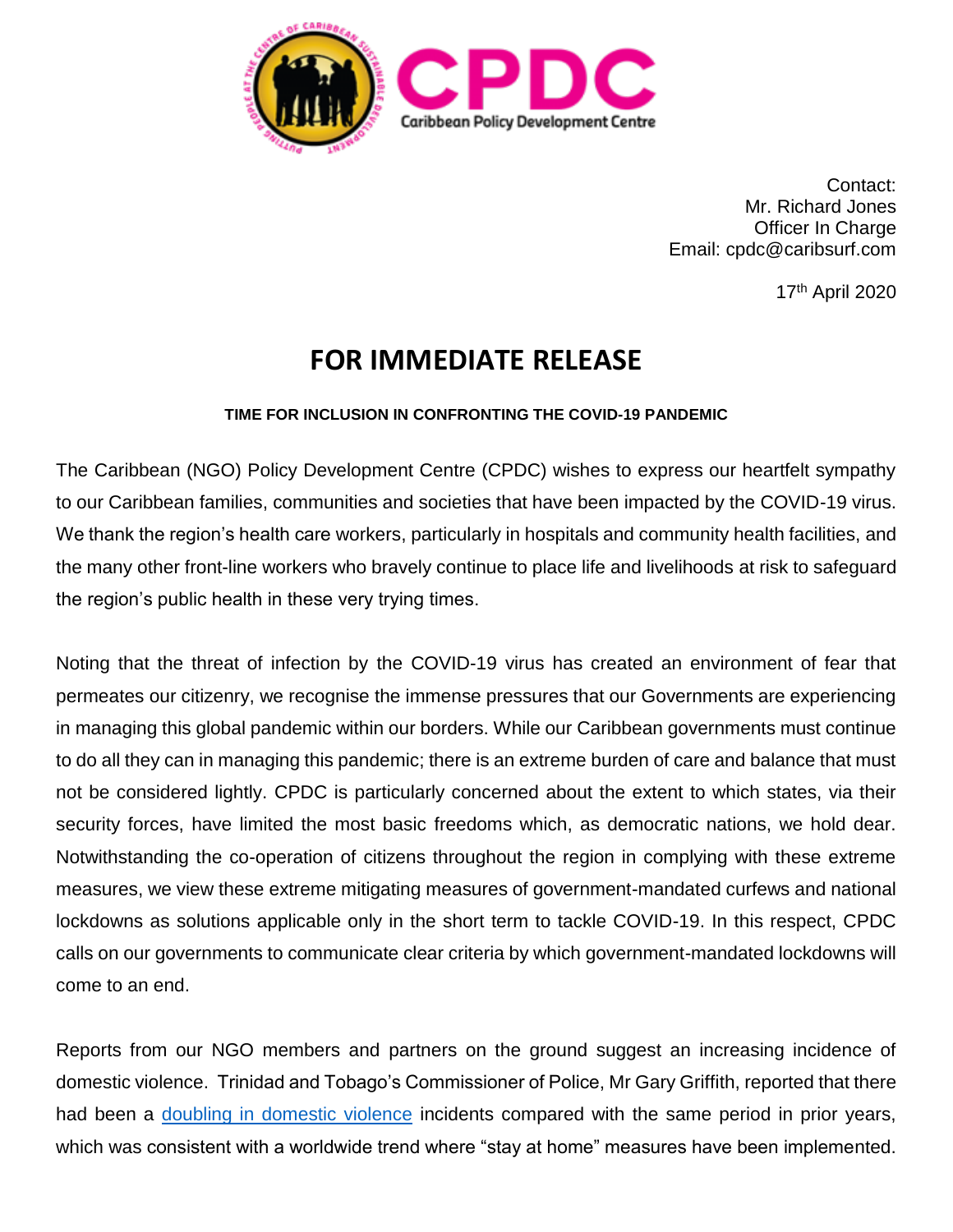CPDC

Caribbean Policy Development Centre

Contact:
Mr. Richard Jones
Officer In Charge
Email: cpdc@caribsurf.com

17th April 2020

# FOR IMMEDIATE RELEASE

**TIME FOR INCLUSION IN CONFRONTING THE COVID-19 PANDEMIC**

The Caribbean (NGO) Policy Development Centre (CPDC) wishes to express our heartfelt sympathy to our Caribbean families, communities and societies that have been impacted by the COVID-19 virus. We thank the region's health care workers, particularly in hospitals and community health facilities, and the many other front-line workers who bravely continue to place life and livelihoods at risk to safeguard the region's public health in these very trying times.

Noting that the threat of infection by the COVID-19 virus has created an environment of fear that permeates our citizenry, we recognise the immense pressures that our Governments are experiencing in managing this global pandemic within our borders. While our Caribbean governments must continue to do all they can in managing this pandemic; there is an extreme burden of care and balance that must not be considered lightly. CPDC is particularly concerned about the extent to which states, via their security forces, have limited the most basic freedoms which, as democratic nations, we hold dear. Notwithstanding the co-operation of citizens throughout the region in complying with these extreme measures, we view these extreme mitigating measures of government-mandated curfews and national lockdowns as solutions applicable only in the short term to tackle COVID-19. In this respect, CPDC calls on our governments to communicate clear criteria by which government-mandated lockdowns will come to an end.

Reports from our NGO members and partners on the ground suggest an increasing incidence of domestic violence. Trinidad and Tobago's Commissioner of Police, Mr Gary Griffith, reported that there had been a doubling in domestic violence incidents compared with the same period in prior years, which was consistent with a worldwide trend where "stay at home" measures have been implemented.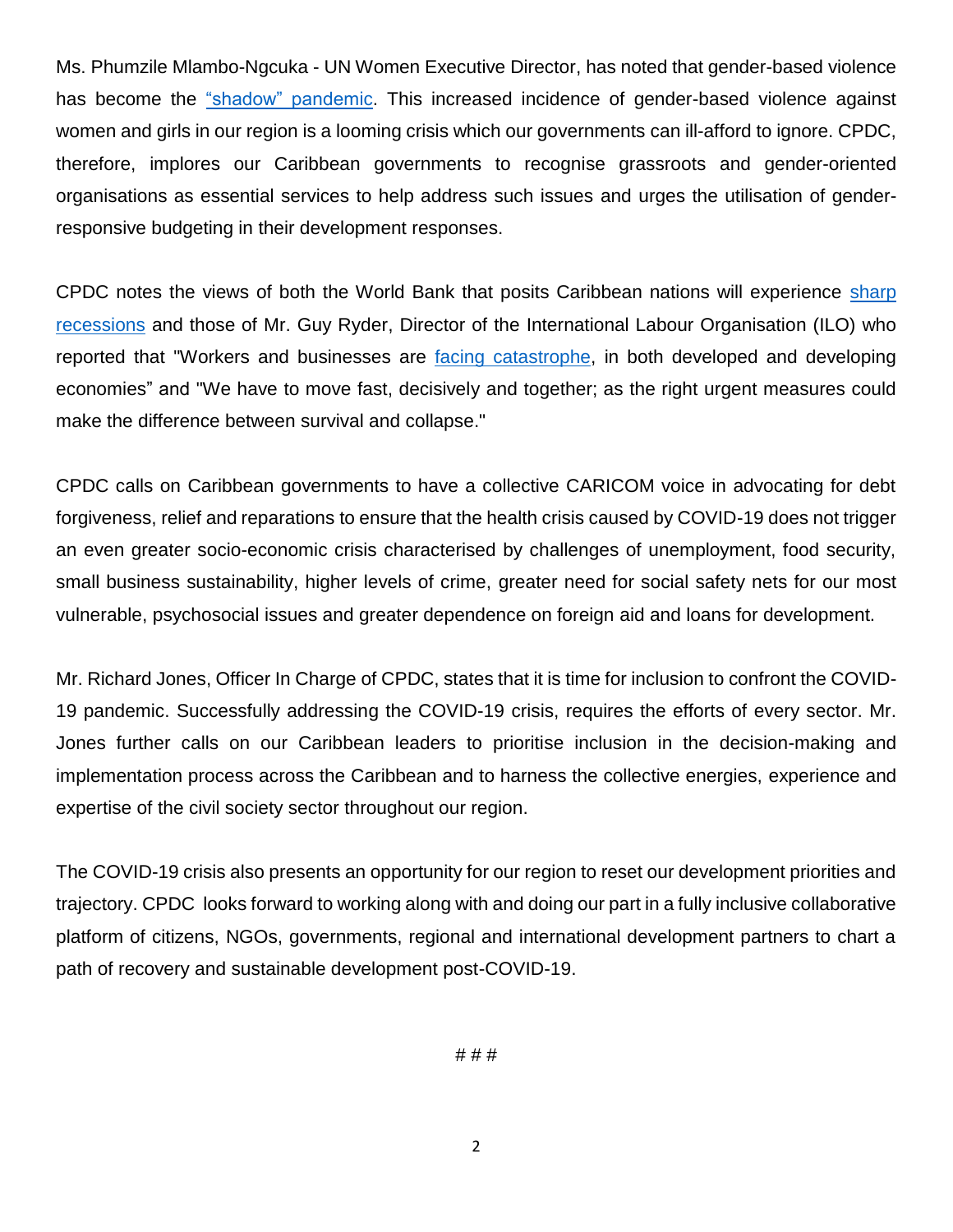Ms. Phumzile Mlambo-Ngcuka - UN Women Executive Director, has noted that gender-based violence has become the "shadow" pandemic. This increased incidence of gender-based violence against women and girls in our region is a looming crisis which our governments can ill-afford to ignore. CPDC, therefore, implores our Caribbean governments to recognise grassroots and gender-oriented organisations as essential services to help address such issues and urges the utilisation of gender-responsive budgeting in their development responses.

CPDC notes the views of both the World Bank that posits Caribbean nations will experience sharp recessions and those of Mr. Guy Ryder, Director of the International Labour Organisation (ILO) who reported that "Workers and businesses are facing catastrophe, in both developed and developing economies" and "We have to move fast, decisively and together; as the right urgent measures could make the difference between survival and collapse."

CPDC calls on Caribbean governments to have a collective CARICOM voice in advocating for debt forgiveness, relief and reparations to ensure that the health crisis caused by COVID-19 does not trigger an even greater socio-economic crisis characterised by challenges of unemployment, food security, small business sustainability, higher levels of crime, greater need for social safety nets for our most vulnerable, psychosocial issues and greater dependence on foreign aid and loans for development.

Mr. Richard Jones, Officer In Charge of CPDC, states that it is time for inclusion to confront the COVID-19 pandemic. Successfully addressing the COVID-19 crisis, requires the efforts of every sector. Mr. Jones further calls on our Caribbean leaders to prioritise inclusion in the decision-making and implementation process across the Caribbean and to harness the collective energies, experience and expertise of the civil society sector throughout our region.

The COVID-19 crisis also presents an opportunity for our region to reset our development priorities and trajectory. CPDC looks forward to working along with and doing our part in a fully inclusive collaborative platform of citizens, NGOs, governments, regional and international development partners to chart a path of recovery and sustainable development post-COVID-19.

# # #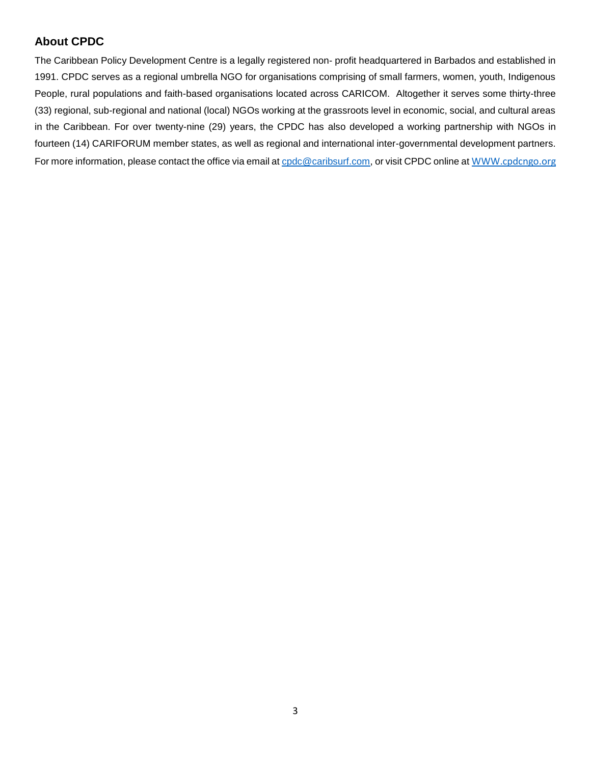## About CPDC

The Caribbean Policy Development Centre is a legally registered non- profit headquartered in Barbados and established in 1991. CPDC serves as a regional umbrella NGO for organisations comprising of small farmers, women, youth, Indigenous People, rural populations and faith-based organisations located across CARICOM. Altogether it serves some thirty-three (33) regional, sub-regional and national (local) NGOs working at the grassroots level in economic, social, and cultural areas in the Caribbean. For over twenty-nine (29) years, the CPDC has also developed a working partnership with NGOs in fourteen (14) CARIFORUM member states, as well as regional and international inter-governmental development partners. For more information, please contact the office via email at cpdc@caribsurf.com, or visit CPDC online at WWW.cpdcngo.org